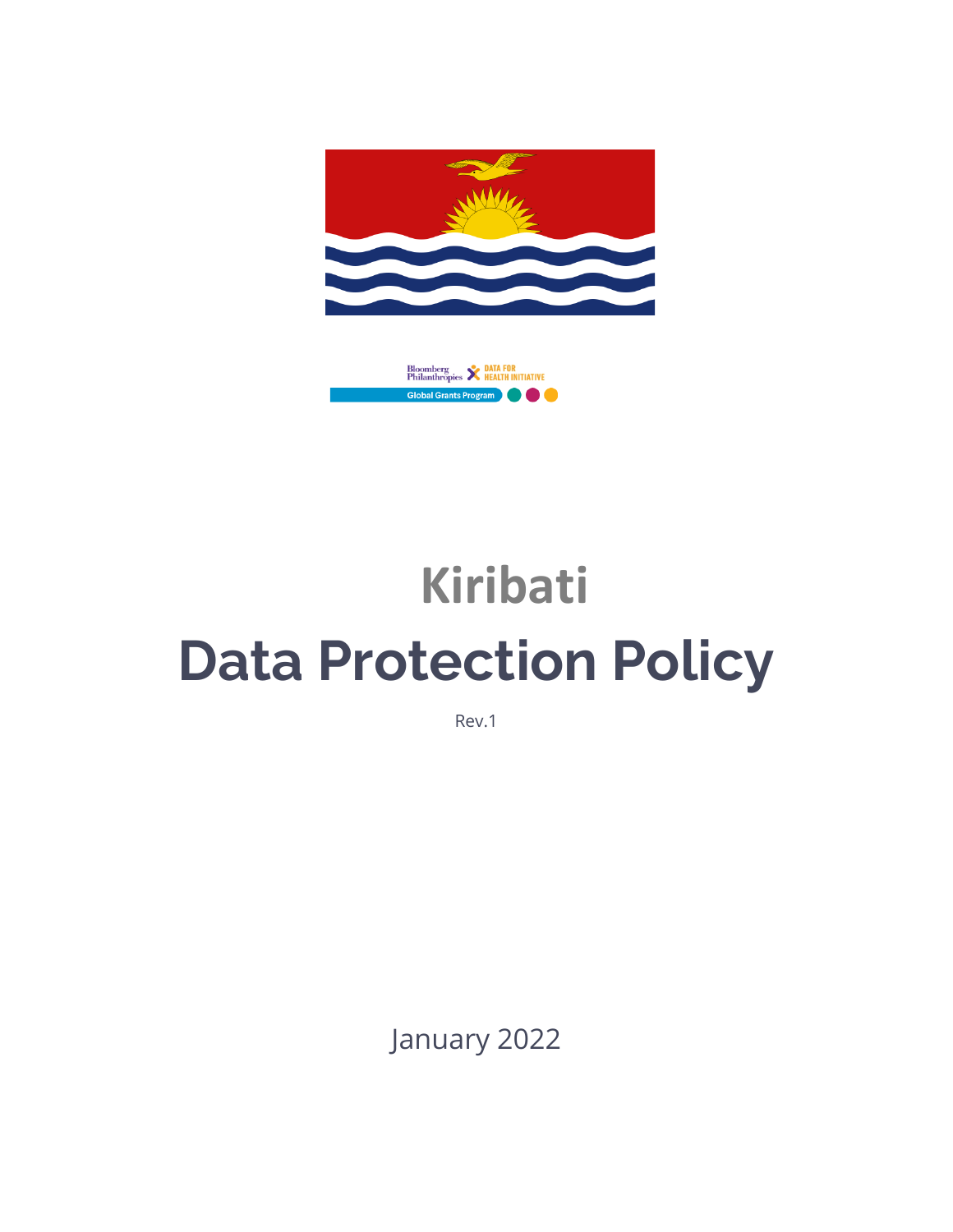Bloomberg Philanthropies DATA FOR HEALTH INITIATIVE

Global Grants Program

# Kiribati

# Data Protection Policy

Rev.1

January 2022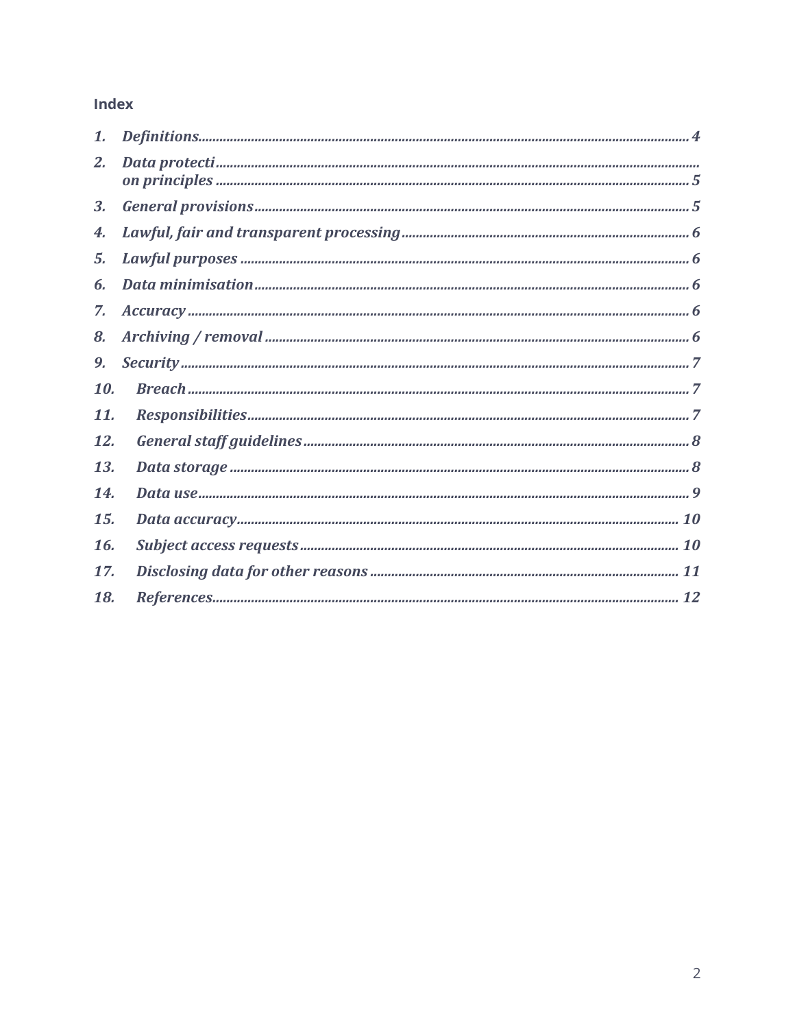## Index

1. *Definitions* ........ 4
2. *Data protecti on principles* ........ 5
3. *General provisions* ........ 5
4. *Lawful, fair and transparent processing* ........ 6
5. *Lawful purposes* ........ 6
6. *Data minimisation* ........ 6
7. *Accuracy* ........ 6
8. *Archiving / removal* ........ 6
9. *Security* ........ 7
10. *Breach* ........ 7
11. *Responsibilities* ........ 7
12. *General staff guidelines* ........ 8
13. *Data storage* ........ 8
14. *Data use* ........ 9
15. *Data accuracy* ........ 10
16. *Subject access requests* ........ 10
17. *Disclosing data for other reasons* ........ 11
18. *References* ........ 12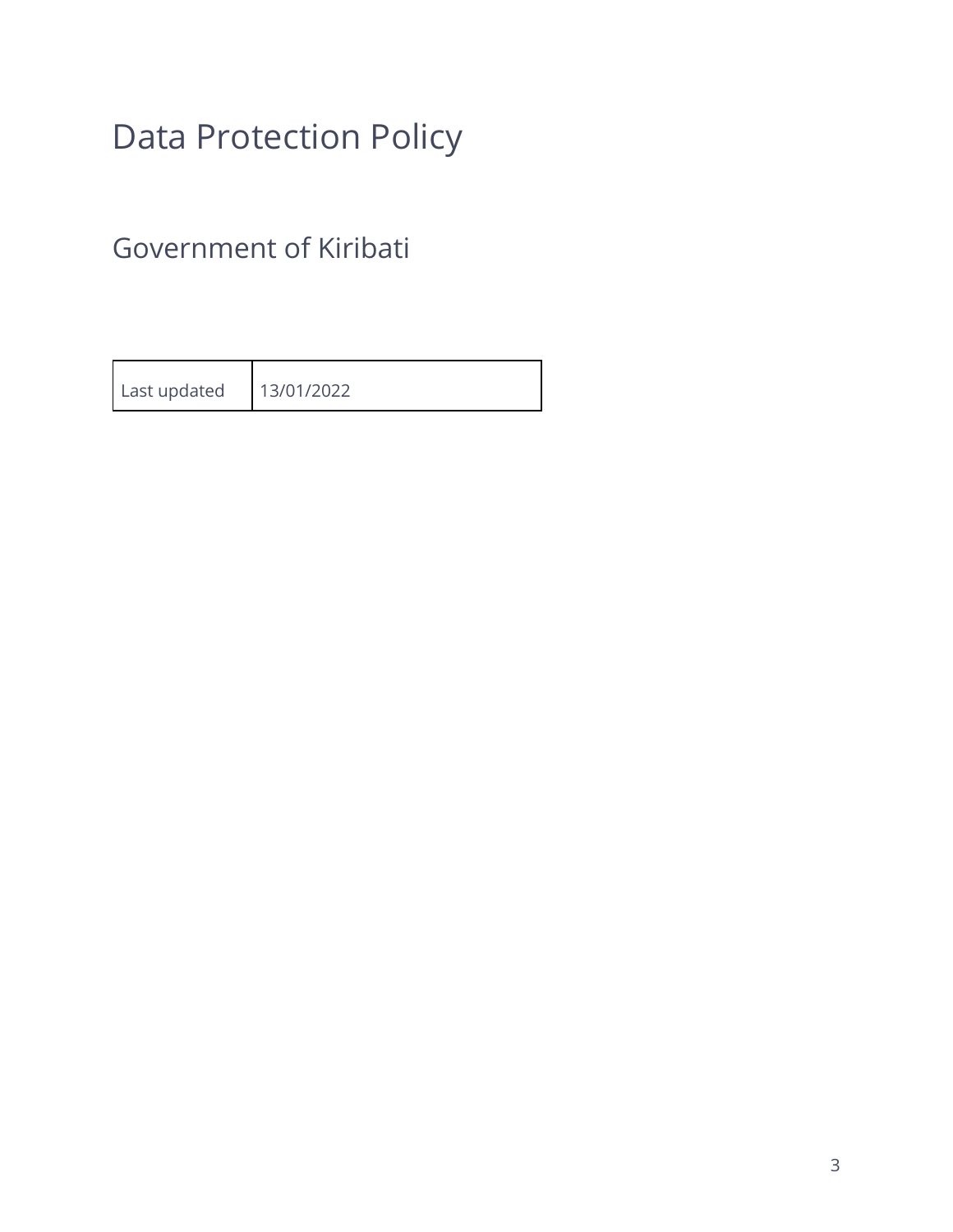# Data Protection Policy

## Government of Kiribati

| Last updated | 13/01/2022 |
| --- | --- |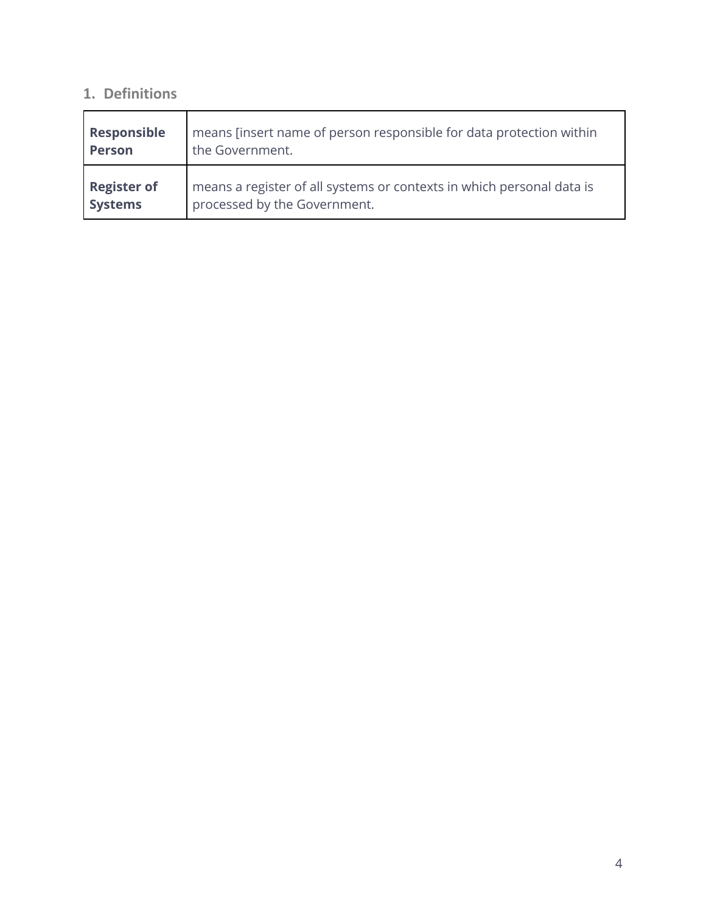## 1. Definitions

| | |
|---|---|
| **Responsible Person** | means [insert name of person responsible for data protection within the Government. |
| **Register of Systems** | means a register of all systems or contexts in which personal data is processed by the Government. |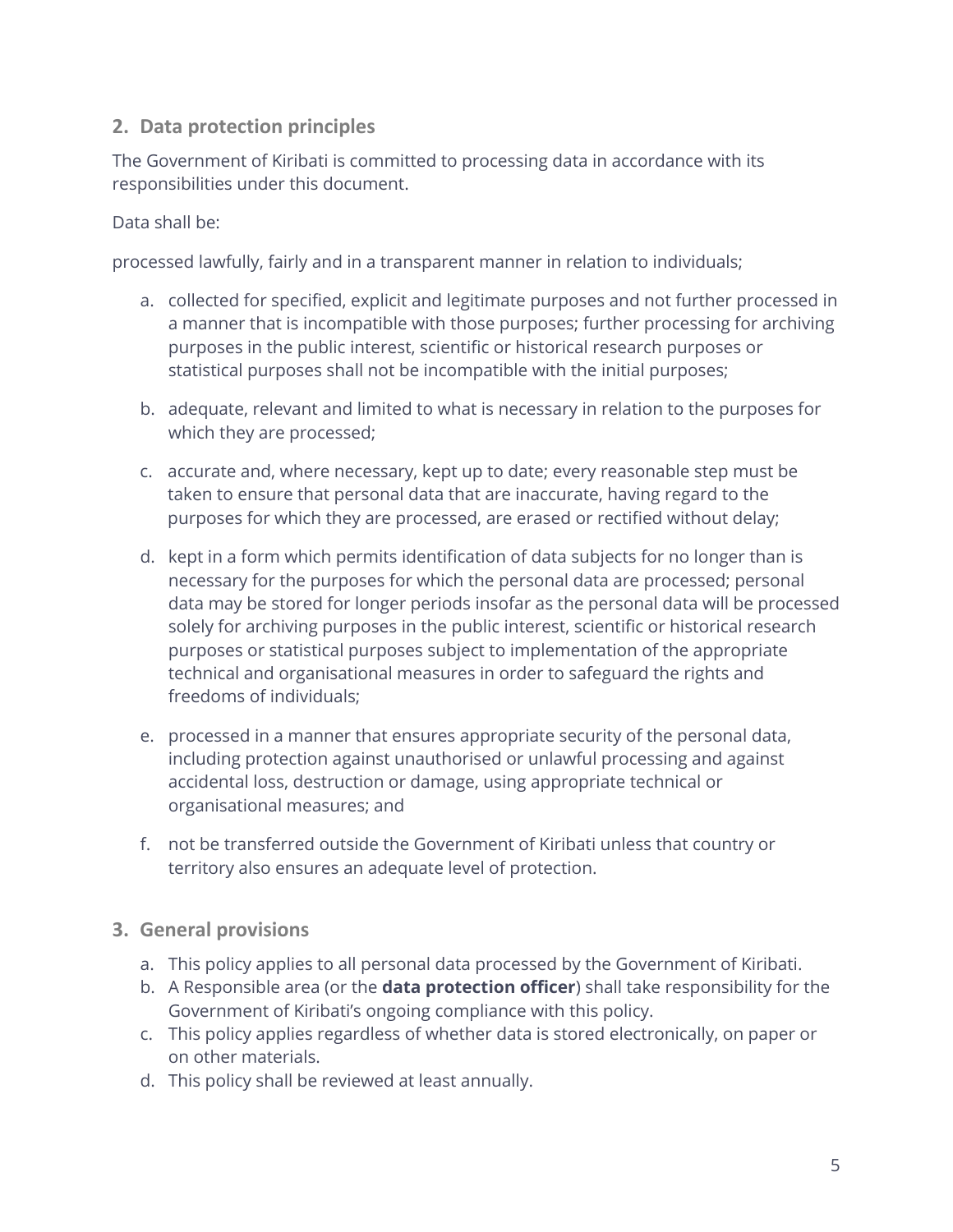## 2. Data protection principles

The Government of Kiribati is committed to processing data in accordance with its responsibilities under this document.

Data shall be:

processed lawfully, fairly and in a transparent manner in relation to individuals;

a. collected for specified, explicit and legitimate purposes and not further processed in a manner that is incompatible with those purposes; further processing for archiving purposes in the public interest, scientific or historical research purposes or statistical purposes shall not be incompatible with the initial purposes;

b. adequate, relevant and limited to what is necessary in relation to the purposes for which they are processed;

c. accurate and, where necessary, kept up to date; every reasonable step must be taken to ensure that personal data that are inaccurate, having regard to the purposes for which they are processed, are erased or rectified without delay;

d. kept in a form which permits identification of data subjects for no longer than is necessary for the purposes for which the personal data are processed; personal data may be stored for longer periods insofar as the personal data will be processed solely for archiving purposes in the public interest, scientific or historical research purposes or statistical purposes subject to implementation of the appropriate technical and organisational measures in order to safeguard the rights and freedoms of individuals;

e. processed in a manner that ensures appropriate security of the personal data, including protection against unauthorised or unlawful processing and against accidental loss, destruction or damage, using appropriate technical or organisational measures; and

f. not be transferred outside the Government of Kiribati unless that country or territory also ensures an adequate level of protection.

## 3. General provisions

a. This policy applies to all personal data processed by the Government of Kiribati.
b. A Responsible area (or the **data protection officer**) shall take responsibility for the Government of Kiribati's ongoing compliance with this policy.
c. This policy applies regardless of whether data is stored electronically, on paper or on other materials.
d. This policy shall be reviewed at least annually.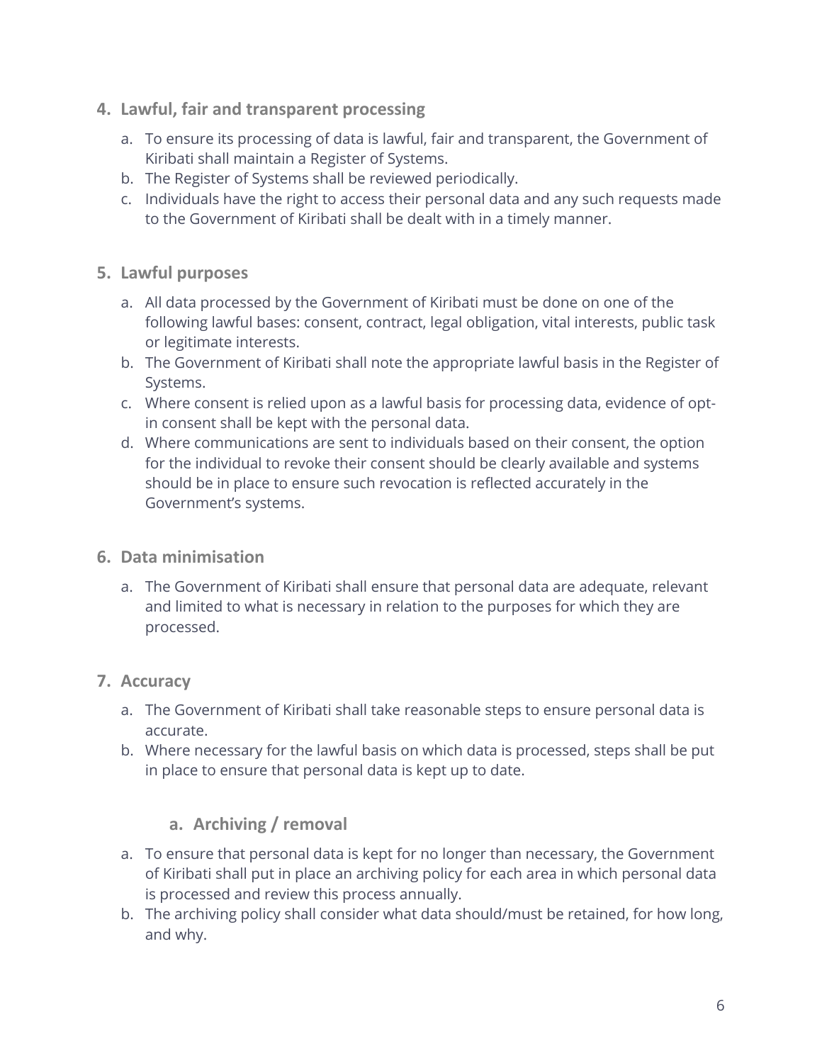## 4. Lawful, fair and transparent processing

a. To ensure its processing of data is lawful, fair and transparent, the Government of Kiribati shall maintain a Register of Systems.
b. The Register of Systems shall be reviewed periodically.
c. Individuals have the right to access their personal data and any such requests made to the Government of Kiribati shall be dealt with in a timely manner.

## 5. Lawful purposes

a. All data processed by the Government of Kiribati must be done on one of the following lawful bases: consent, contract, legal obligation, vital interests, public task or legitimate interests.
b. The Government of Kiribati shall note the appropriate lawful basis in the Register of Systems.
c. Where consent is relied upon as a lawful basis for processing data, evidence of opt-in consent shall be kept with the personal data.
d. Where communications are sent to individuals based on their consent, the option for the individual to revoke their consent should be clearly available and systems should be in place to ensure such revocation is reflected accurately in the Government's systems.

## 6. Data minimisation

a. The Government of Kiribati shall ensure that personal data are adequate, relevant and limited to what is necessary in relation to the purposes for which they are processed.

## 7. Accuracy

a. The Government of Kiribati shall take reasonable steps to ensure personal data is accurate.
b. Where necessary for the lawful basis on which data is processed, steps shall be put in place to ensure that personal data is kept up to date.

### a. Archiving / removal

a. To ensure that personal data is kept for no longer than necessary, the Government of Kiribati shall put in place an archiving policy for each area in which personal data is processed and review this process annually.
b. The archiving policy shall consider what data should/must be retained, for how long, and why.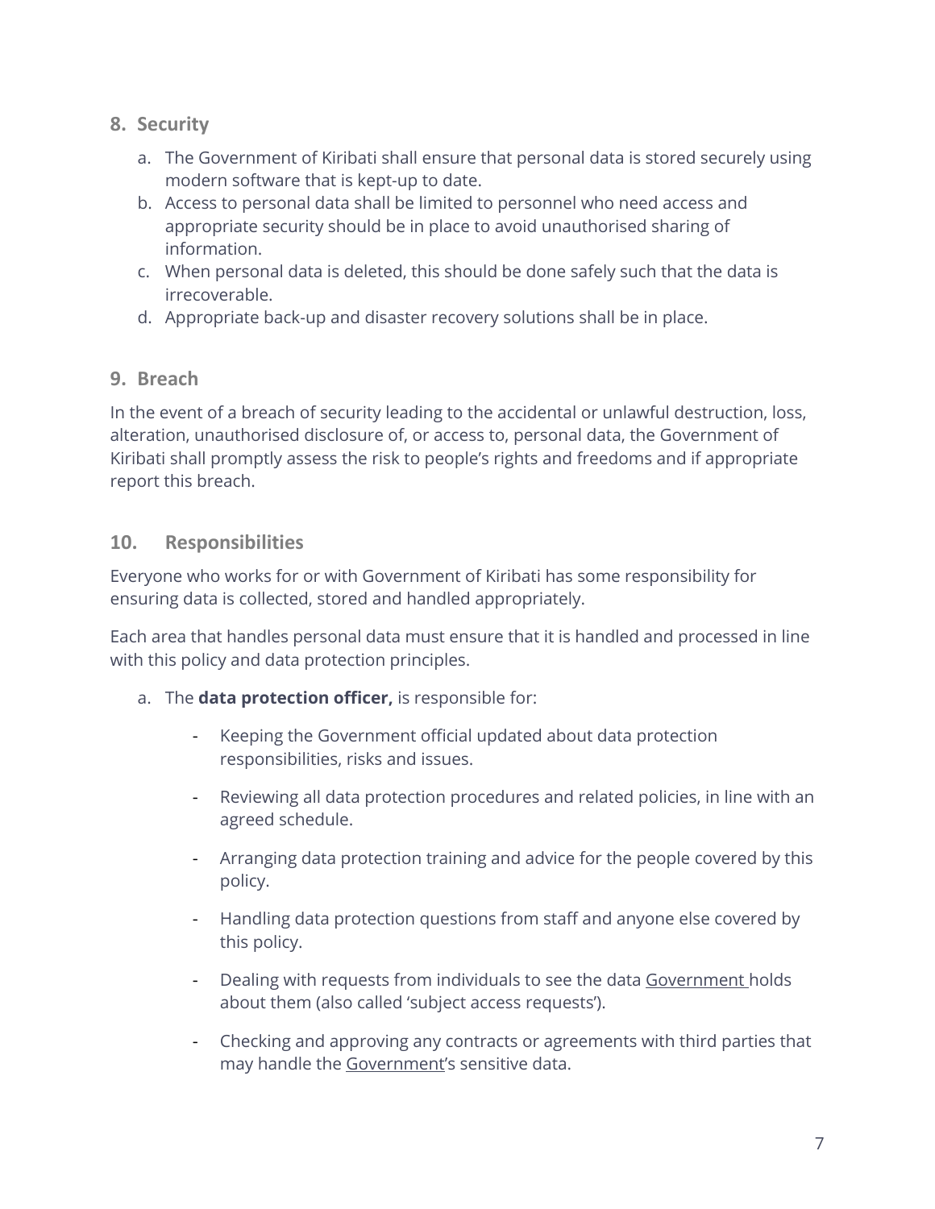## 8. Security

a. The Government of Kiribati shall ensure that personal data is stored securely using modern software that is kept-up to date.
b. Access to personal data shall be limited to personnel who need access and appropriate security should be in place to avoid unauthorised sharing of information.
c. When personal data is deleted, this should be done safely such that the data is irrecoverable.
d. Appropriate back-up and disaster recovery solutions shall be in place.

## 9. Breach

In the event of a breach of security leading to the accidental or unlawful destruction, loss, alteration, unauthorised disclosure of, or access to, personal data, the Government of Kiribati shall promptly assess the risk to people's rights and freedoms and if appropriate report this breach.

## 10. Responsibilities

Everyone who works for or with Government of Kiribati has some responsibility for ensuring data is collected, stored and handled appropriately.

Each area that handles personal data must ensure that it is handled and processed in line with this policy and data protection principles.

a. The **data protection officer,** is responsible for:

   - Keeping the Government official updated about data protection responsibilities, risks and issues.

   - Reviewing all data protection procedures and related policies, in line with an agreed schedule.

   - Arranging data protection training and advice for the people covered by this policy.

   - Handling data protection questions from staff and anyone else covered by this policy.

   - Dealing with requests from individuals to see the data Government holds about them (also called 'subject access requests').

   - Checking and approving any contracts or agreements with third parties that may handle the Government's sensitive data.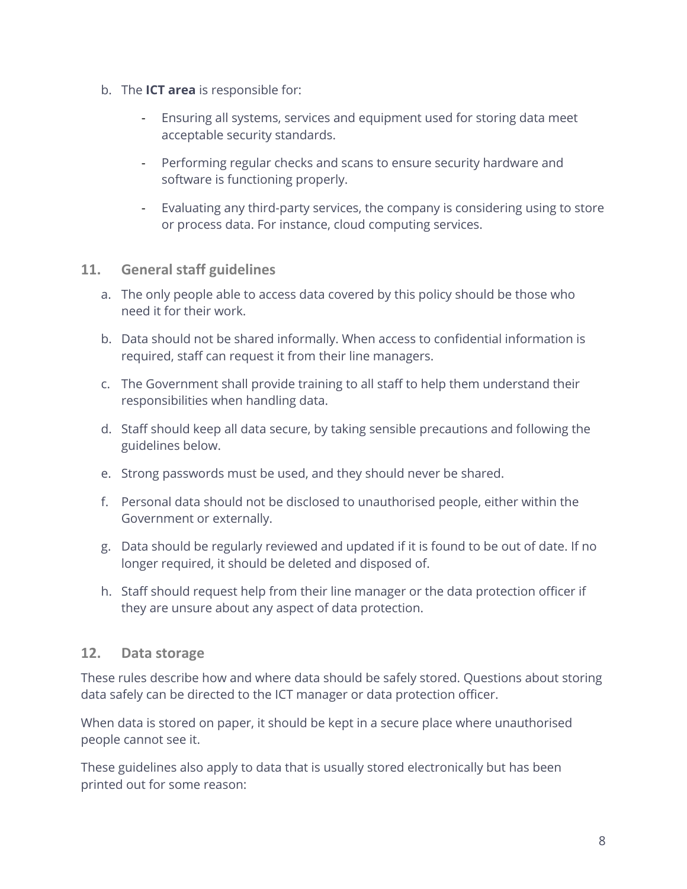b. The **ICT area** is responsible for:

   - Ensuring all systems, services and equipment used for storing data meet acceptable security standards.
   - Performing regular checks and scans to ensure security hardware and software is functioning properly.
   - Evaluating any third-party services, the company is considering using to store or process data. For instance, cloud computing services.

## 11. General staff guidelines

a. The only people able to access data covered by this policy should be those who need it for their work.

b. Data should not be shared informally. When access to confidential information is required, staff can request it from their line managers.

c. The Government shall provide training to all staff to help them understand their responsibilities when handling data.

d. Staff should keep all data secure, by taking sensible precautions and following the guidelines below.

e. Strong passwords must be used, and they should never be shared.

f. Personal data should not be disclosed to unauthorised people, either within the Government or externally.

g. Data should be regularly reviewed and updated if it is found to be out of date. If no longer required, it should be deleted and disposed of.

h. Staff should request help from their line manager or the data protection officer if they are unsure about any aspect of data protection.

## 12. Data storage

These rules describe how and where data should be safely stored. Questions about storing data safely can be directed to the ICT manager or data protection officer.

When data is stored on paper, it should be kept in a secure place where unauthorised people cannot see it.

These guidelines also apply to data that is usually stored electronically but has been printed out for some reason: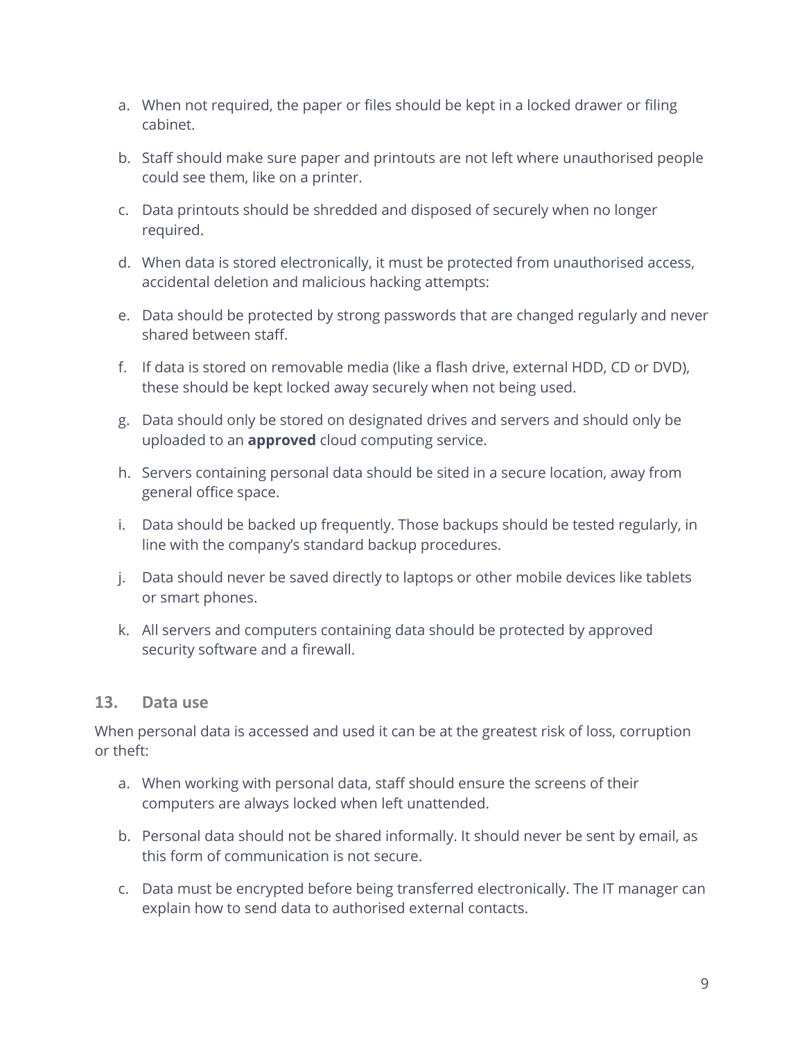a. When not required, the paper or files should be kept in a locked drawer or filing cabinet.

b. Staff should make sure paper and printouts are not left where unauthorised people could see them, like on a printer.

c. Data printouts should be shredded and disposed of securely when no longer required.

d. When data is stored electronically, it must be protected from unauthorised access, accidental deletion and malicious hacking attempts:

e. Data should be protected by strong passwords that are changed regularly and never shared between staff.

f. If data is stored on removable media (like a flash drive, external HDD, CD or DVD), these should be kept locked away securely when not being used.

g. Data should only be stored on designated drives and servers and should only be uploaded to an **approved** cloud computing service.

h. Servers containing personal data should be sited in a secure location, away from general office space.

i. Data should be backed up frequently. Those backups should be tested regularly, in line with the company's standard backup procedures.

j. Data should never be saved directly to laptops or other mobile devices like tablets or smart phones.

k. All servers and computers containing data should be protected by approved security software and a firewall.

## 13. Data use

When personal data is accessed and used it can be at the greatest risk of loss, corruption or theft:

a. When working with personal data, staff should ensure the screens of their computers are always locked when left unattended.

b. Personal data should not be shared informally. It should never be sent by email, as this form of communication is not secure.

c. Data must be encrypted before being transferred electronically. The IT manager can explain how to send data to authorised external contacts.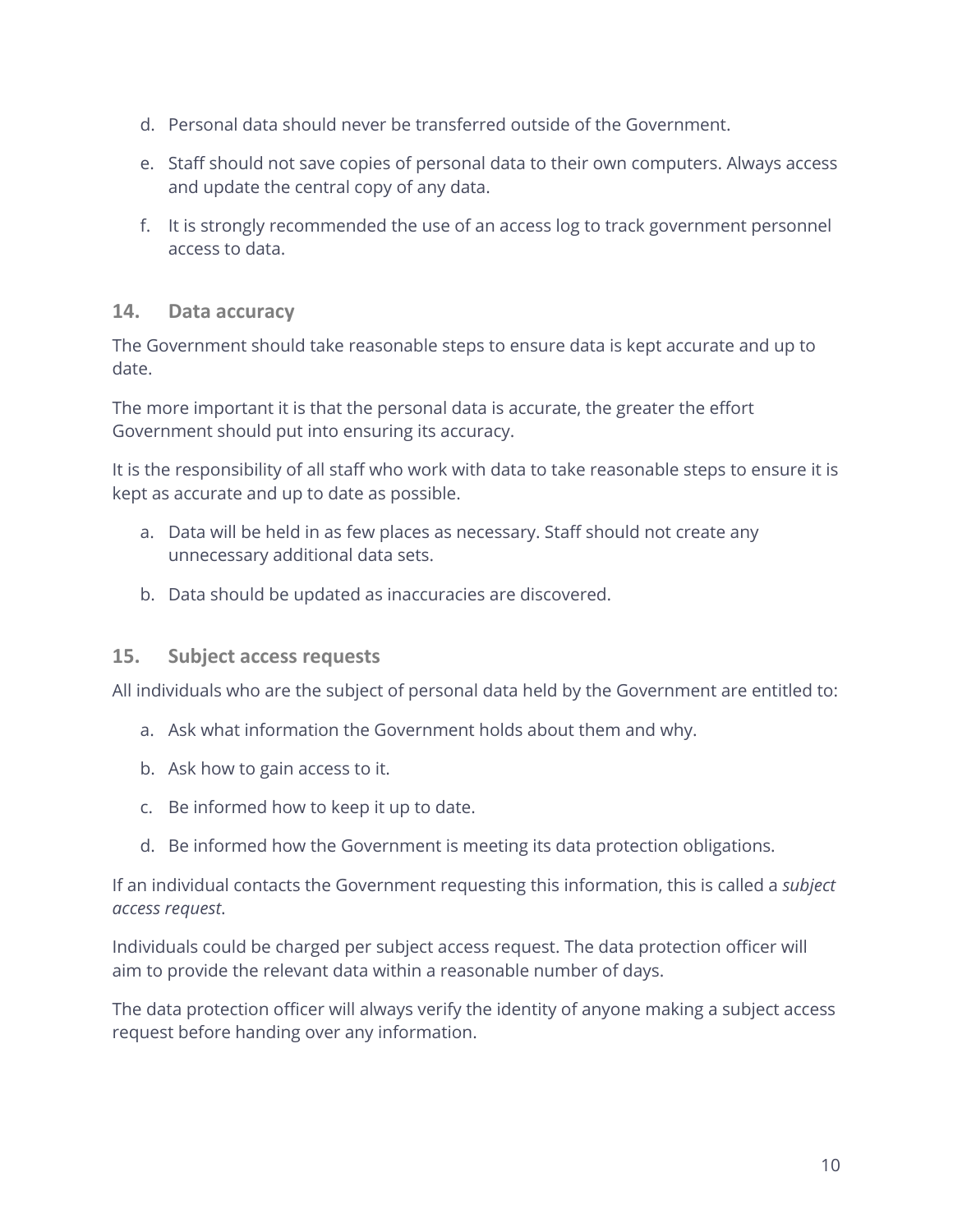d. Personal data should never be transferred outside of the Government.

e. Staff should not save copies of personal data to their own computers. Always access and update the central copy of any data.

f. It is strongly recommended the use of an access log to track government personnel access to data.

## 14. Data accuracy

The Government should take reasonable steps to ensure data is kept accurate and up to date.

The more important it is that the personal data is accurate, the greater the effort Government should put into ensuring its accuracy.

It is the responsibility of all staff who work with data to take reasonable steps to ensure it is kept as accurate and up to date as possible.

a. Data will be held in as few places as necessary. Staff should not create any unnecessary additional data sets.

b. Data should be updated as inaccuracies are discovered.

## 15. Subject access requests

All individuals who are the subject of personal data held by the Government are entitled to:

a. Ask what information the Government holds about them and why.

b. Ask how to gain access to it.

c. Be informed how to keep it up to date.

d. Be informed how the Government is meeting its data protection obligations.

If an individual contacts the Government requesting this information, this is called a *subject access request*.

Individuals could be charged per subject access request. The data protection officer will aim to provide the relevant data within a reasonable number of days.

The data protection officer will always verify the identity of anyone making a subject access request before handing over any information.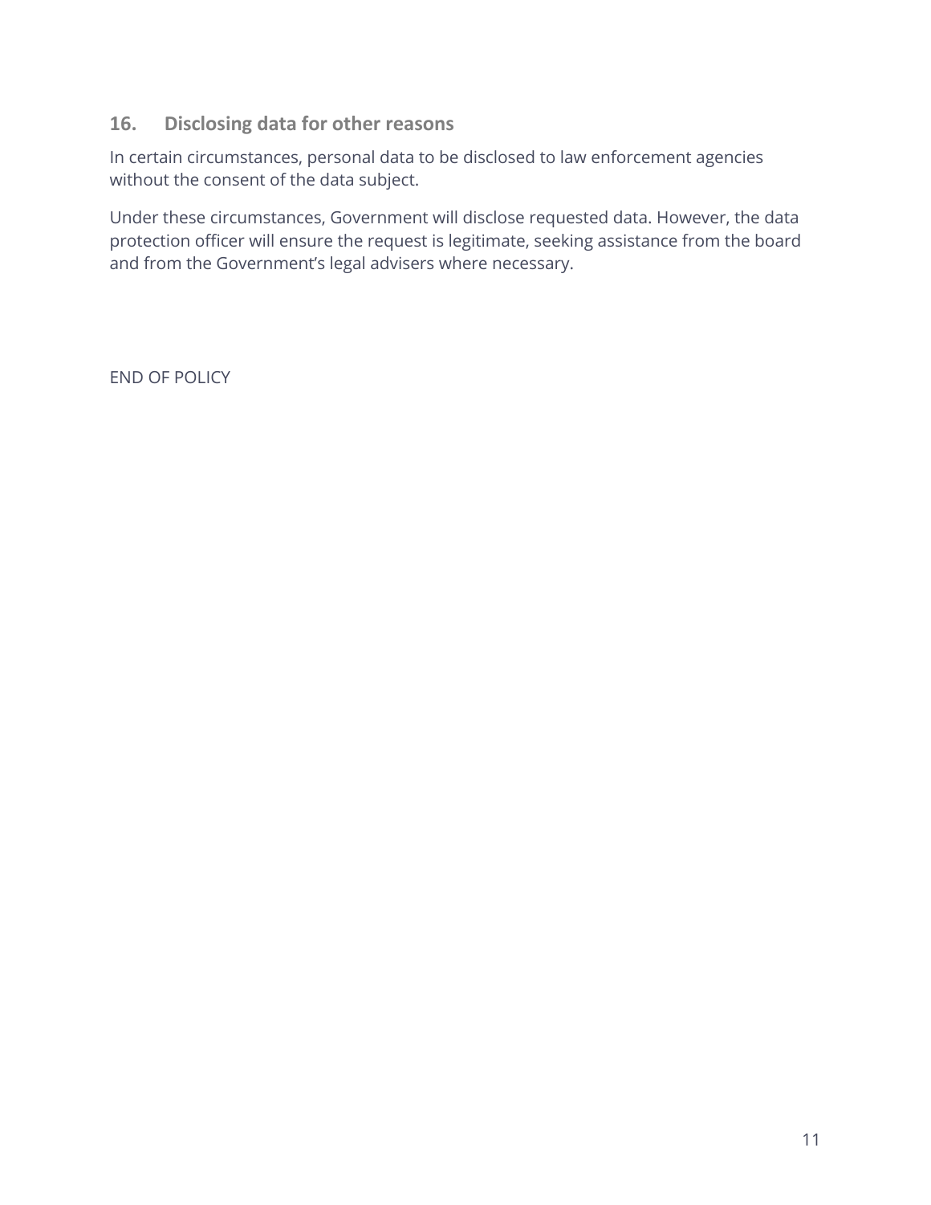## 16. Disclosing data for other reasons

In certain circumstances, personal data to be disclosed to law enforcement agencies without the consent of the data subject.

Under these circumstances, Government will disclose requested data. However, the data protection officer will ensure the request is legitimate, seeking assistance from the board and from the Government's legal advisers where necessary.

END OF POLICY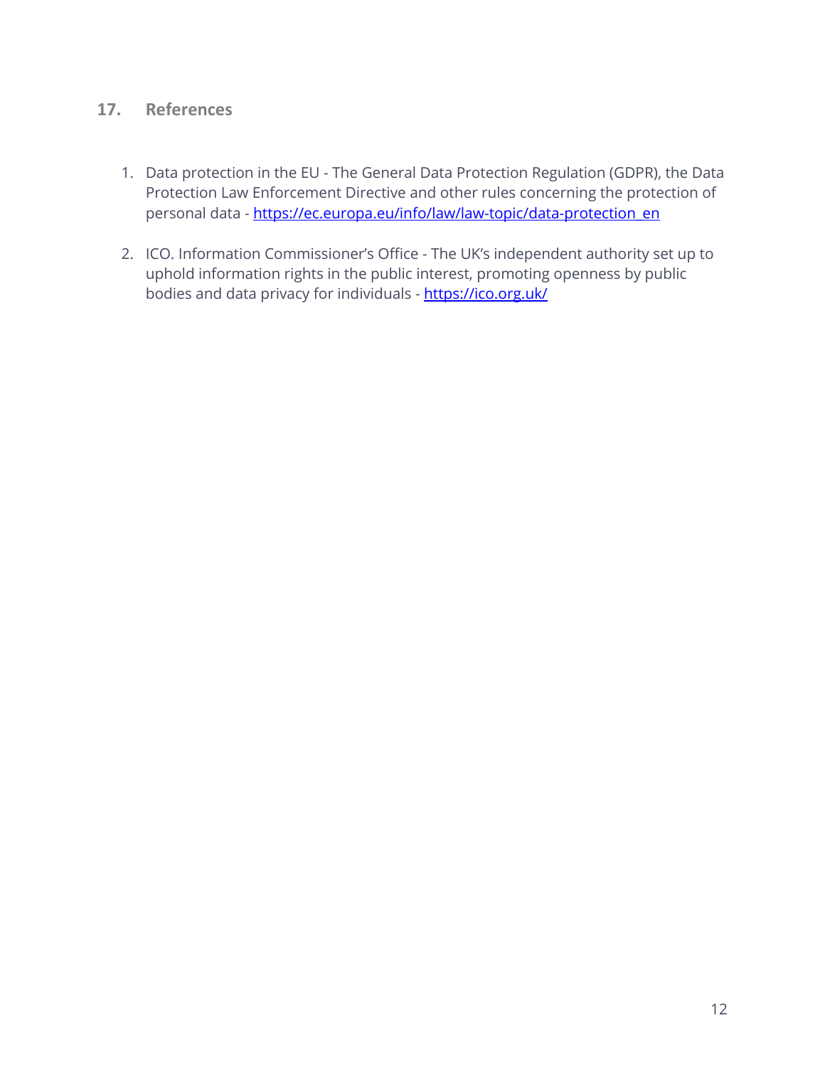## 17. References

1. Data protection in the EU - The General Data Protection Regulation (GDPR), the Data Protection Law Enforcement Directive and other rules concerning the protection of personal data - https://ec.europa.eu/info/law/law-topic/data-protection_en

2. ICO. Information Commissioner's Office - The UK's independent authority set up to uphold information rights in the public interest, promoting openness by public bodies and data privacy for individuals - https://ico.org.uk/